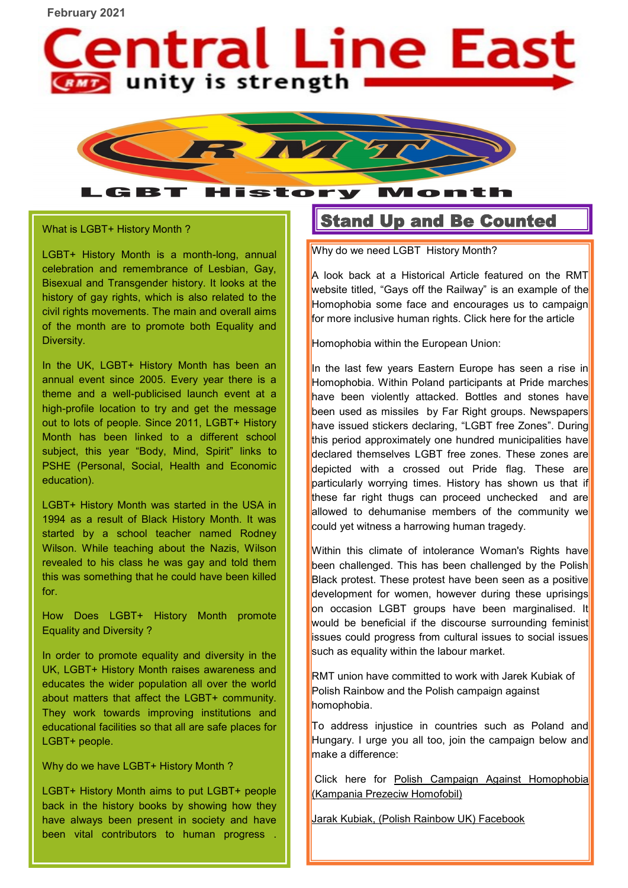February 2021

# Central Line East

unity is strength

RMT

## LGBT History Month

What is LGBT+ History Month ?

LGBT+ History Month is a month-long, annual celebration and remembrance of Lesbian, Gay, Bisexual and Transgender history. It looks at the history of gay rights, which is also related to the civil rights movements. The main and overall aims of the month are to promote both Equality and Diversity.

In the UK, LGBT+ History Month has been an annual event since 2005. Every year there is a theme and a well-publicised launch event at a high-profile location to try and get the message out to lots of people. Since 2011, LGBT+ History Month has been linked to a different school subject, this year "Body, Mind, Spirit" links to PSHE (Personal, Social, Health and Economic education).

LGBT+ History Month was started in the USA in 1994 as a result of Black History Month. It was started by a school teacher named Rodney Wilson. While teaching about the Nazis, Wilson revealed to his class he was gay and told them this was something that he could have been killed for.

How Does LGBT+ History Month promote Equality and Diversity ?

In order to promote equality and diversity in the UK, LGBT+ History Month raises awareness and educates the wider population all over the world about matters that affect the LGBT+ community. They work towards improving institutions and educational facilities so that all are safe places for LGBT+ people.

Why do we have LGBT+ History Month ?

LGBT+ History Month aims to put LGBT+ people back in the history books by showing how they have always been present in society and have been vital contributors to human progress .

## Stand Up and Be Counted

Why do we need LGBT History Month?

A look back at a Historical Article featured on the RMT website titled, "Gays off the Railway" is an example of the Homophobia some face and encourages us to campaign for more inclusive human rights. Click here for the article

Homophobia within the European Union:

In the last few years Eastern Europe has seen a rise in Homophobia. Within Poland participants at Pride marches have been violently attacked. Bottles and stones have been used as missiles by Far Right groups. Newspapers have issued stickers declaring, "LGBT free Zones". During this period approximately one hundred municipalities have declared themselves LGBT free zones. These zones are depicted with a crossed out Pride flag. These are particularly worrying times. History has shown us that if these far right thugs can proceed unchecked and are allowed to dehumanise members of the community we could yet witness a harrowing human tragedy.

Within this climate of intolerance Woman's Rights have been challenged. This has been challenged by the Polish Black protest. These protest have been seen as a positive development for women, however during these uprisings on occasion LGBT groups have been marginalised. It would be beneficial if the discourse surrounding feminist issues could progress from cultural issues to social issues such as equality within the labour market.

RMT union have committed to work with Jarek Kubiak of Polish Rainbow and the Polish campaign against homophobia.

To address injustice in countries such as Poland and Hungary. I urge you all too, join the campaign below and make a difference:

Click here for Polish Campaign Against Homophobia (Kampania Prezeciw Homofobil)

Jarak Kubiak, (Polish Rainbow UK) Facebook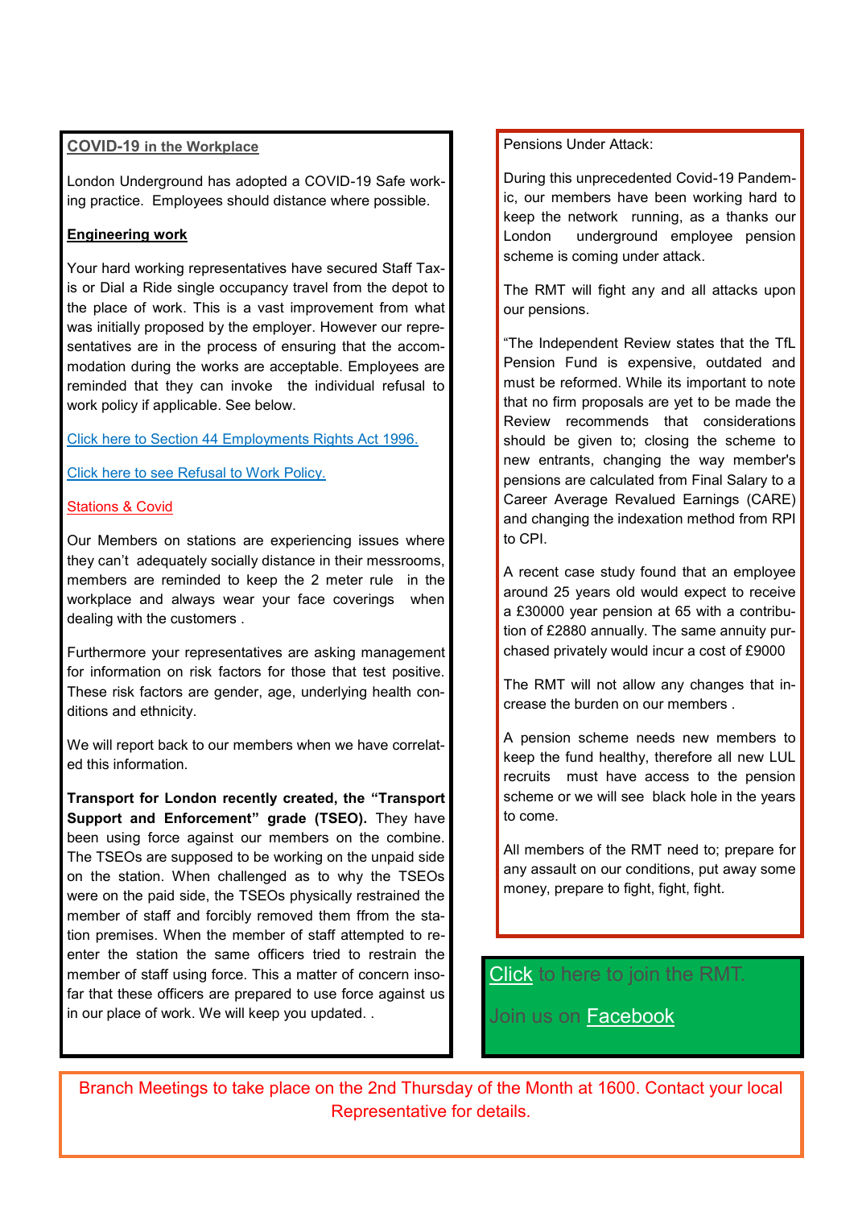## COVID-19 in the Workplace

London Underground has adopted a COVID-19 Safe working practice. Employees should distance where possible.

**Engineering work**

Your hard working representatives have secured Staff Taxis or Dial a Ride single occupancy travel from the depot to the place of work. This is a vast improvement from what was initially proposed by the employer. However our representatives are in the process of ensuring that the accommodation during the works are acceptable. Employees are reminded that they can invoke the individual refusal to work policy if applicable. See below.

Click here to Section 44 Employments Rights Act 1996.

Click here to see Refusal to Work Policy.

Stations & Covid

Our Members on stations are experiencing issues where they can't adequately socially distance in their messrooms, members are reminded to keep the 2 meter rule in the workplace and always wear your face coverings when dealing with the customers .

Furthermore your representatives are asking management for information on risk factors for those that test positive. These risk factors are gender, age, underlying health conditions and ethnicity.

We will report back to our members when we have correlated this information.

**Transport for London recently created, the "Transport Support and Enforcement" grade (TSEO).** They have been using force against our members on the combine. The TSEOs are supposed to be working on the unpaid side on the station. When challenged as to why the TSEOs were on the paid side, the TSEOs physically restrained the member of staff and forcibly removed them ffrom the station premises. When the member of staff attempted to reenter the station the same officers tried to restrain the member of staff using force. This a matter of concern insofar that these officers are prepared to use force against us in our place of work. We will keep you updated. .

Pensions Under Attack:

During this unprecedented Covid-19 Pandemic, our members have been working hard to keep the network running, as a thanks our London underground employee pension scheme is coming under attack.

The RMT will fight any and all attacks upon our pensions.

"The Independent Review states that the TfL Pension Fund is expensive, outdated and must be reformed. While its important to note that no firm proposals are yet to be made the Review recommends that considerations should be given to; closing the scheme to new entrants, changing the way member's pensions are calculated from Final Salary to a Career Average Revalued Earnings (CARE) and changing the indexation method from RPI to CPI.

A recent case study found that an employee around 25 years old would expect to receive a £30000 year pension at 65 with a contribution of £2880 annually. The same annuity purchased privately would incur a cost of £9000

The RMT will not allow any changes that increase the burden on our members .

A pension scheme needs new members to keep the fund healthy, therefore all new LUL recruits must have access to the pension scheme or we will see black hole in the years to come.

All members of the RMT need to; prepare for any assault on our conditions, put away some money, prepare to fight, fight, fight.

Click to here to join the RMT.

Join us on Facebook

Branch Meetings to take place on the 2nd Thursday of the Month at 1600. Contact your local Representative for details.